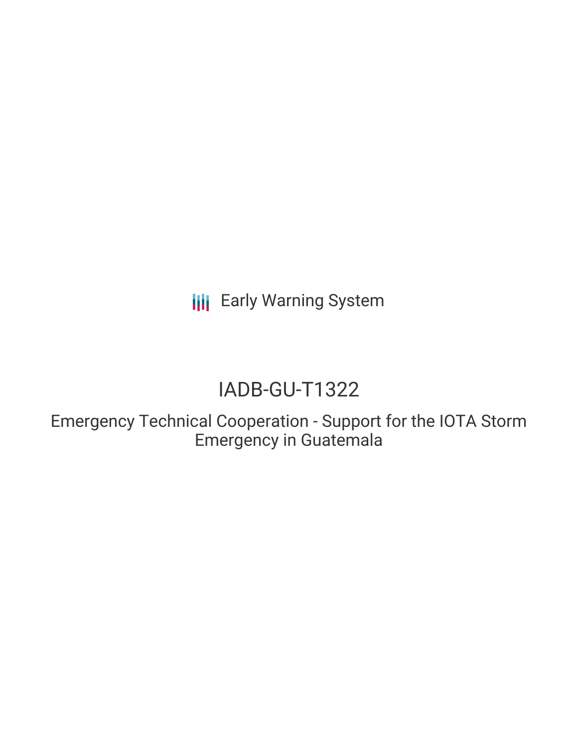Early Warning System

# IADB-GU-T1322

## Emergency Technical Cooperation - Support for the IOTA Storm Emergency in Guatemala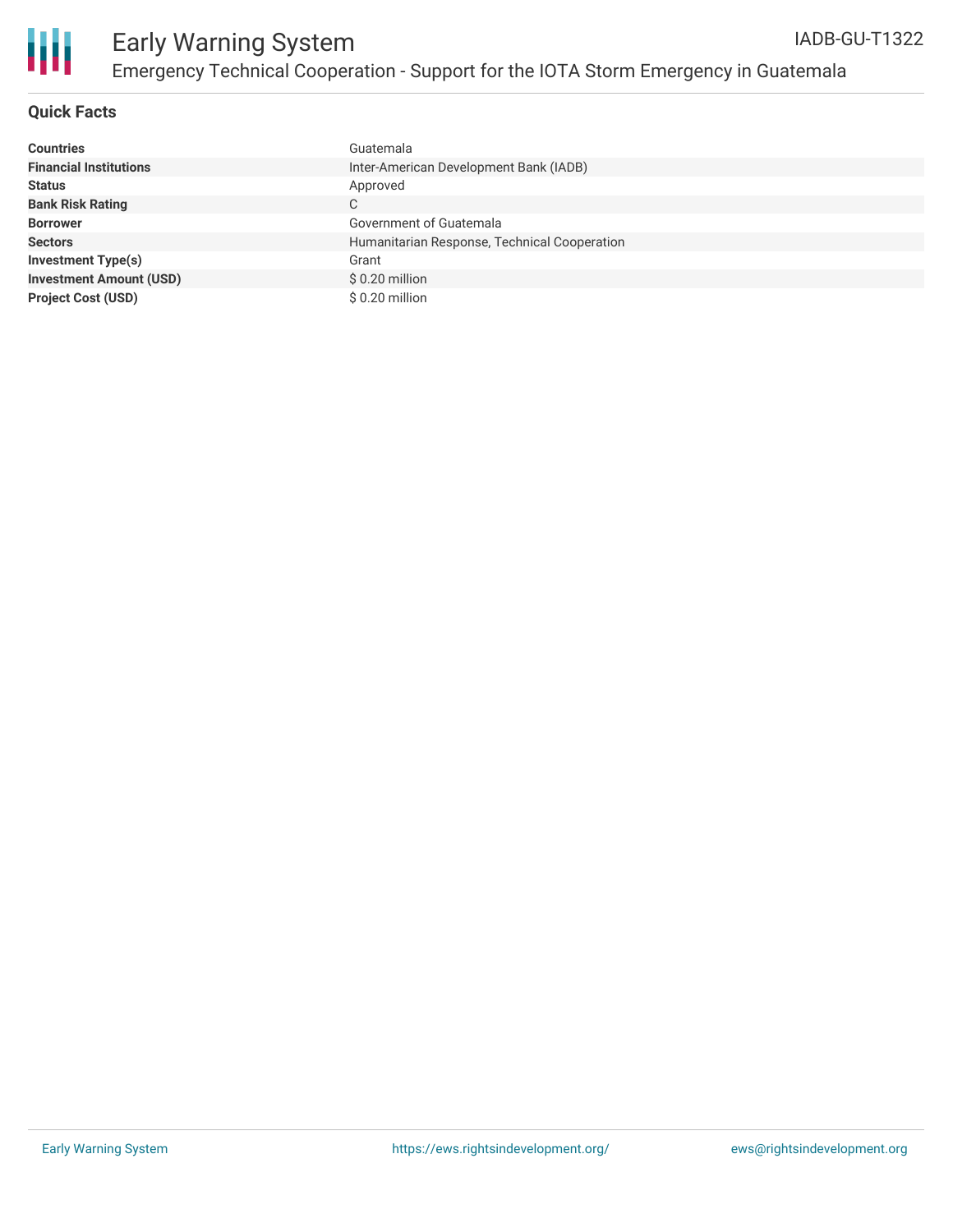# Early Warning System

## Emergency Technical Cooperation - Support for the IOTA Storm Emergency in Guatemala

IADB-GU-T1322

### Quick Facts

| | |
|---|---|
| **Countries** | Guatemala |
| **Financial Institutions** | Inter-American Development Bank (IADB) |
| **Status** | Approved |
| **Bank Risk Rating** | C |
| **Borrower** | Government of Guatemala |
| **Sectors** | Humanitarian Response, Technical Cooperation |
| **Investment Type(s)** | Grant |
| **Investment Amount (USD)** | $ 0.20 million |
| **Project Cost (USD)** | $ 0.20 million |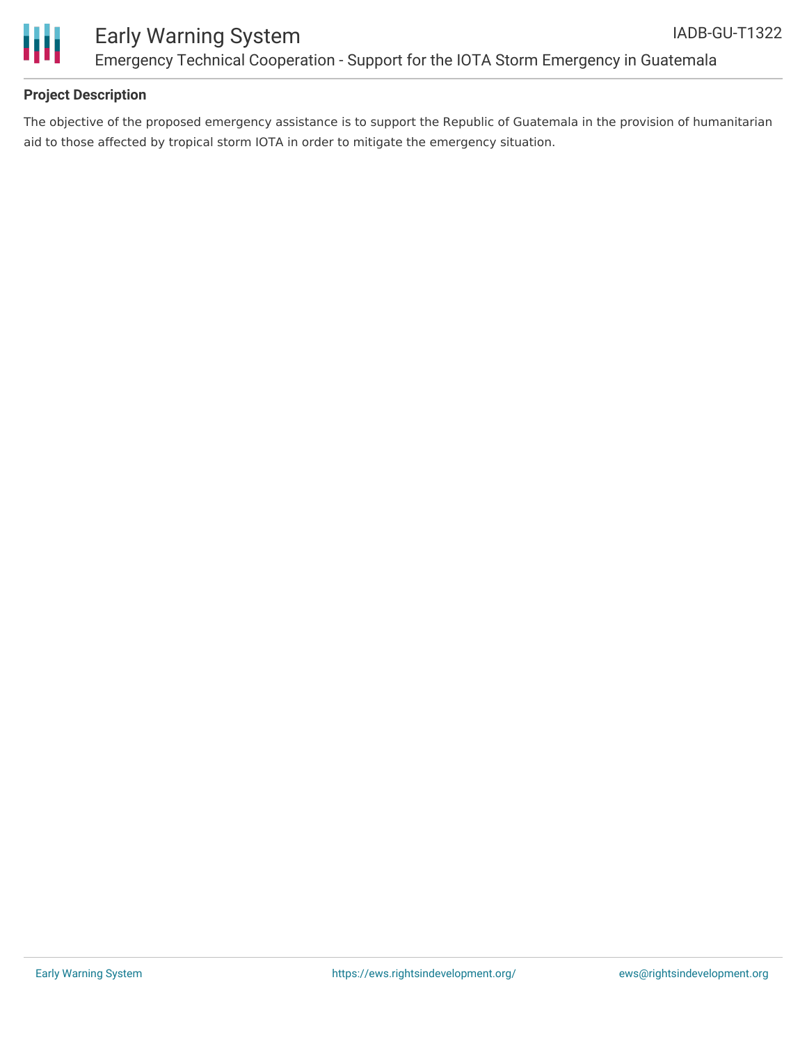## Project Description

The objective of the proposed emergency assistance is to support the Republic of Guatemala in the provision of humanitarian aid to those affected by tropical storm IOTA in order to mitigate the emergency situation.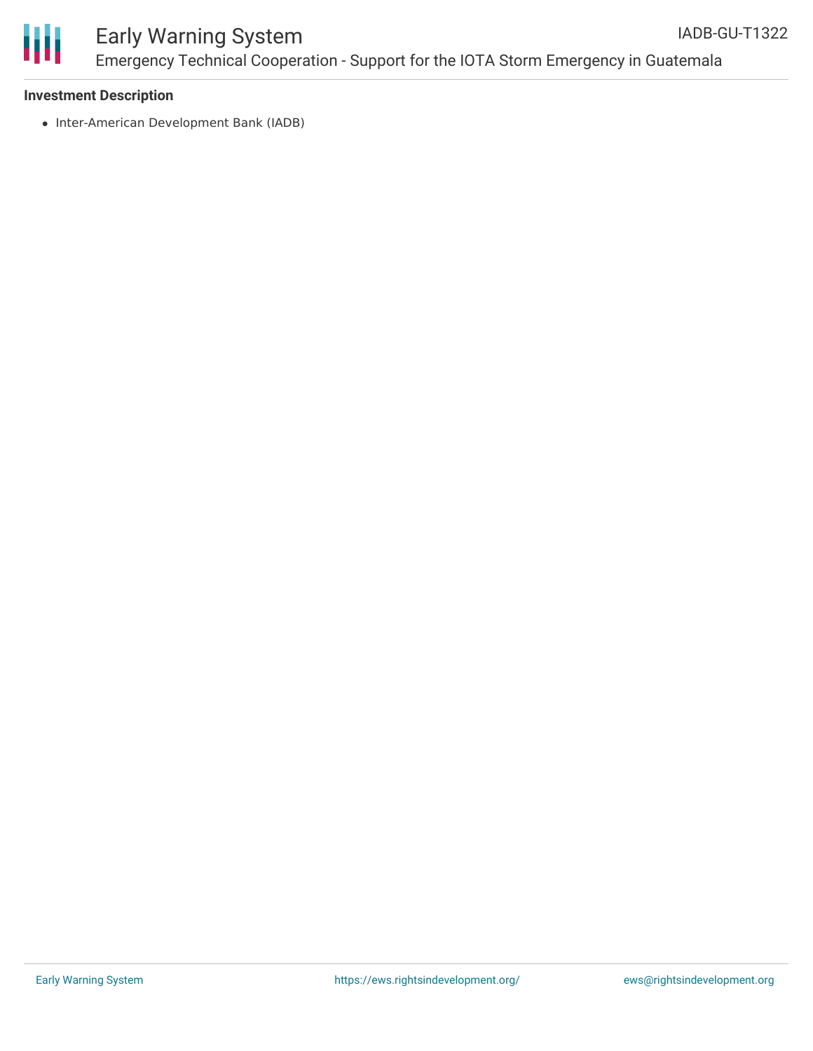### Investment Description

- Inter-American Development Bank (IADB)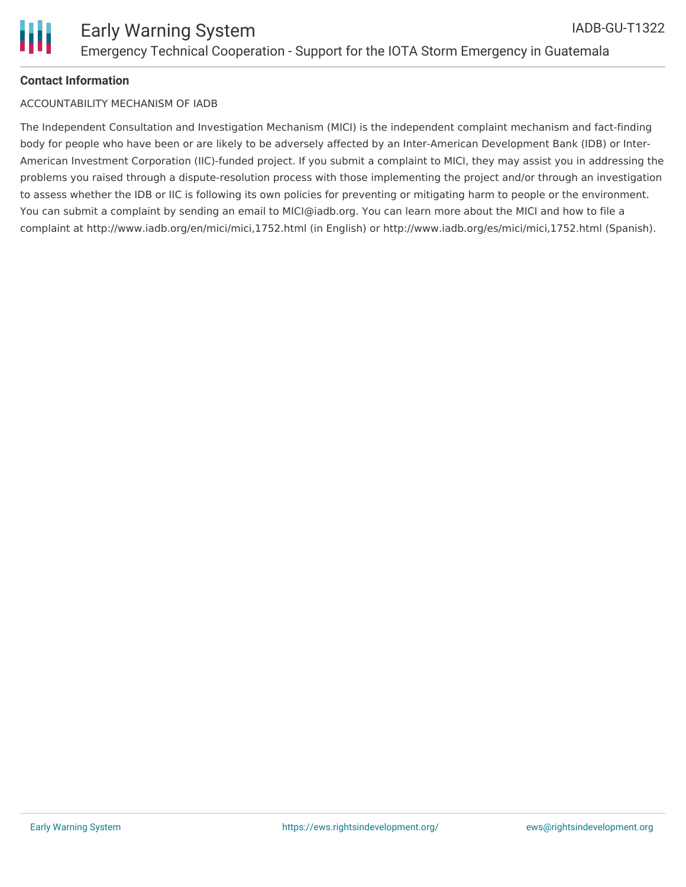**Contact Information**

ACCOUNTABILITY MECHANISM OF IADB

The Independent Consultation and Investigation Mechanism (MICI) is the independent complaint mechanism and fact-finding body for people who have been or are likely to be adversely affected by an Inter-American Development Bank (IDB) or Inter-American Investment Corporation (IIC)-funded project. If you submit a complaint to MICI, they may assist you in addressing the problems you raised through a dispute-resolution process with those implementing the project and/or through an investigation to assess whether the IDB or IIC is following its own policies for preventing or mitigating harm to people or the environment. You can submit a complaint by sending an email to MICI@iadb.org. You can learn more about the MICI and how to file a complaint at http://www.iadb.org/en/mici/mici,1752.html (in English) or http://www.iadb.org/es/mici/mici,1752.html (Spanish).